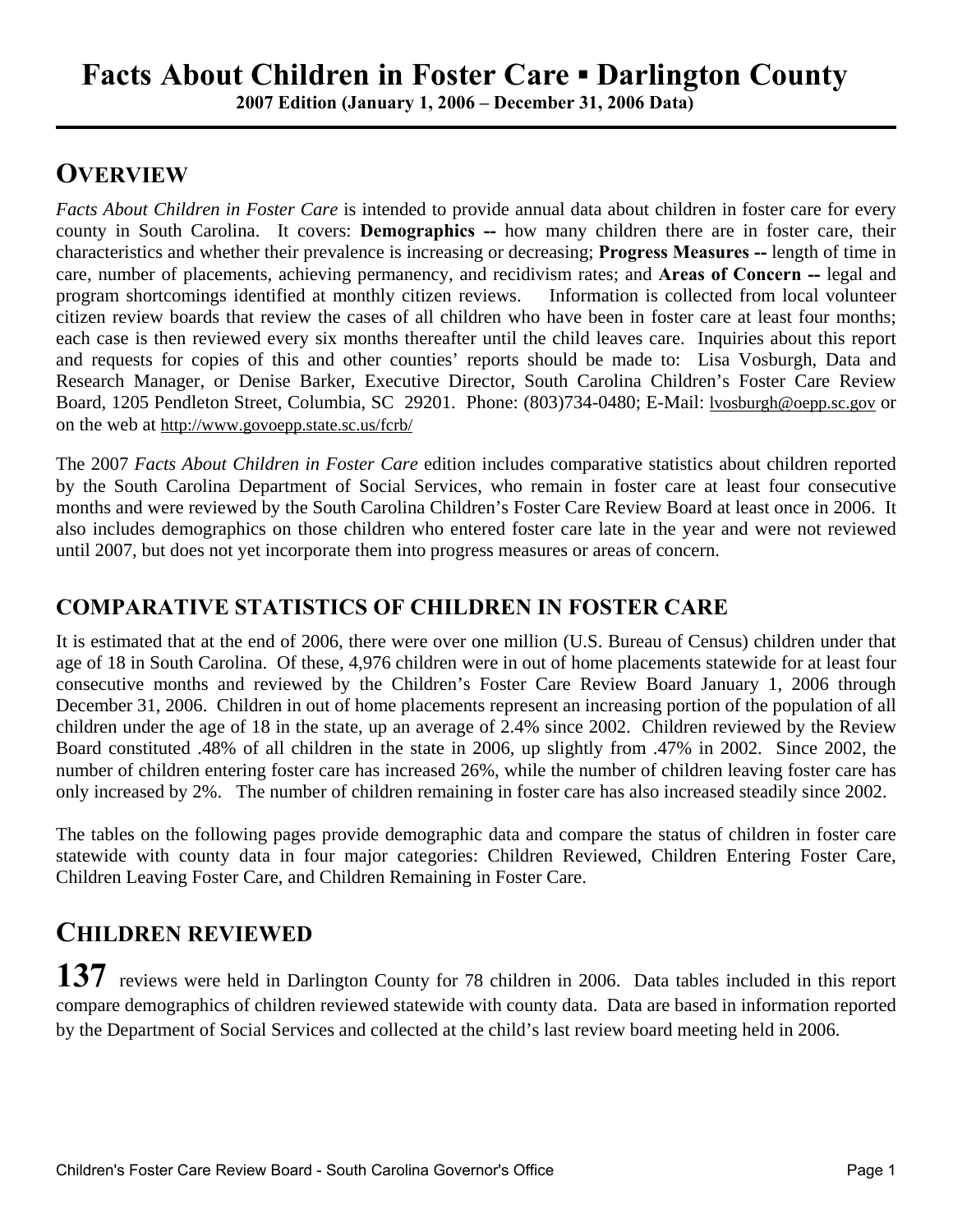# Facts About Children in Foster Care ▪ Darlington County

**2007 Edition (January 1, 2006 – December 31, 2006 Data)**

## OVERVIEW

*Facts About Children in Foster Care* is intended to provide annual data about children in foster care for every county in South Carolina. It covers: **Demographics --** how many children there are in foster care, their characteristics and whether their prevalence is increasing or decreasing; **Progress Measures --** length of time in care, number of placements, achieving permanency, and recidivism rates; and **Areas of Concern --** legal and program shortcomings identified at monthly citizen reviews. Information is collected from local volunteer citizen review boards that review the cases of all children who have been in foster care at least four months; each case is then reviewed every six months thereafter until the child leaves care. Inquiries about this report and requests for copies of this and other counties' reports should be made to: Lisa Vosburgh, Data and Research Manager, or Denise Barker, Executive Director, South Carolina Children's Foster Care Review Board, 1205 Pendleton Street, Columbia, SC 29201. Phone: (803)734-0480; E-Mail: lvosburgh@oepp.sc.gov or on the web at http://www.govoepp.state.sc.us/fcrb/

The 2007 *Facts About Children in Foster Care* edition includes comparative statistics about children reported by the South Carolina Department of Social Services, who remain in foster care at least four consecutive months and were reviewed by the South Carolina Children's Foster Care Review Board at least once in 2006. It also includes demographics on those children who entered foster care late in the year and were not reviewed until 2007, but does not yet incorporate them into progress measures or areas of concern.

## COMPARATIVE STATISTICS OF CHILDREN IN FOSTER CARE

It is estimated that at the end of 2006, there were over one million (U.S. Bureau of Census) children under that age of 18 in South Carolina. Of these, 4,976 children were in out of home placements statewide for at least four consecutive months and reviewed by the Children's Foster Care Review Board January 1, 2006 through December 31, 2006. Children in out of home placements represent an increasing portion of the population of all children under the age of 18 in the state, up an average of 2.4% since 2002. Children reviewed by the Review Board constituted .48% of all children in the state in 2006, up slightly from .47% in 2002. Since 2002, the number of children entering foster care has increased 26%, while the number of children leaving foster care has only increased by 2%. The number of children remaining in foster care has also increased steadily since 2002.

The tables on the following pages provide demographic data and compare the status of children in foster care statewide with county data in four major categories: Children Reviewed, Children Entering Foster Care, Children Leaving Foster Care, and Children Remaining in Foster Care.

## CHILDREN REVIEWED

**137** reviews were held in Darlington County for 78 children in 2006. Data tables included in this report compare demographics of children reviewed statewide with county data. Data are based in information reported by the Department of Social Services and collected at the child's last review board meeting held in 2006.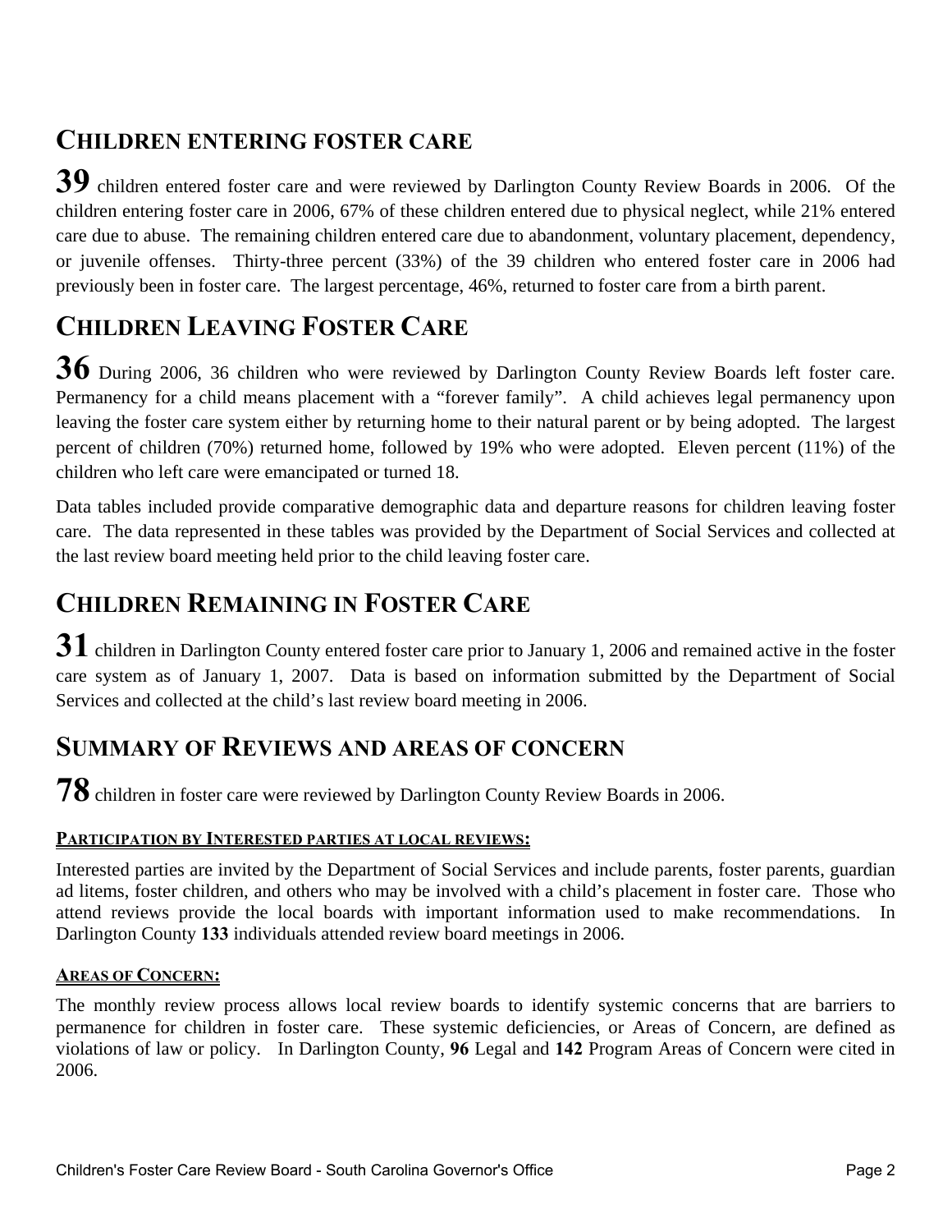## CHILDREN ENTERING FOSTER CARE

**39** children entered foster care and were reviewed by Darlington County Review Boards in 2006. Of the children entering foster care in 2006, 67% of these children entered due to physical neglect, while 21% entered care due to abuse. The remaining children entered care due to abandonment, voluntary placement, dependency, or juvenile offenses. Thirty-three percent (33%) of the 39 children who entered foster care in 2006 had previously been in foster care. The largest percentage, 46%, returned to foster care from a birth parent.

## CHILDREN LEAVING FOSTER CARE

**36** During 2006, 36 children who were reviewed by Darlington County Review Boards left foster care. Permanency for a child means placement with a "forever family". A child achieves legal permanency upon leaving the foster care system either by returning home to their natural parent or by being adopted. The largest percent of children (70%) returned home, followed by 19% who were adopted. Eleven percent (11%) of the children who left care were emancipated or turned 18.

Data tables included provide comparative demographic data and departure reasons for children leaving foster care. The data represented in these tables was provided by the Department of Social Services and collected at the last review board meeting held prior to the child leaving foster care.

## CHILDREN REMAINING IN FOSTER CARE

**31** children in Darlington County entered foster care prior to January 1, 2006 and remained active in the foster care system as of January 1, 2007. Data is based on information submitted by the Department of Social Services and collected at the child's last review board meeting in 2006.

## SUMMARY OF REVIEWS AND AREAS OF CONCERN

**78** children in foster care were reviewed by Darlington County Review Boards in 2006.

### PARTICIPATION BY INTERESTED PARTIES AT LOCAL REVIEWS:

Interested parties are invited by the Department of Social Services and include parents, foster parents, guardian ad litems, foster children, and others who may be involved with a child's placement in foster care. Those who attend reviews provide the local boards with important information used to make recommendations. In Darlington County **133** individuals attended review board meetings in 2006.

### AREAS OF CONCERN:

The monthly review process allows local review boards to identify systemic concerns that are barriers to permanence for children in foster care. These systemic deficiencies, or Areas of Concern, are defined as violations of law or policy. In Darlington County, **96** Legal and **142** Program Areas of Concern were cited in 2006.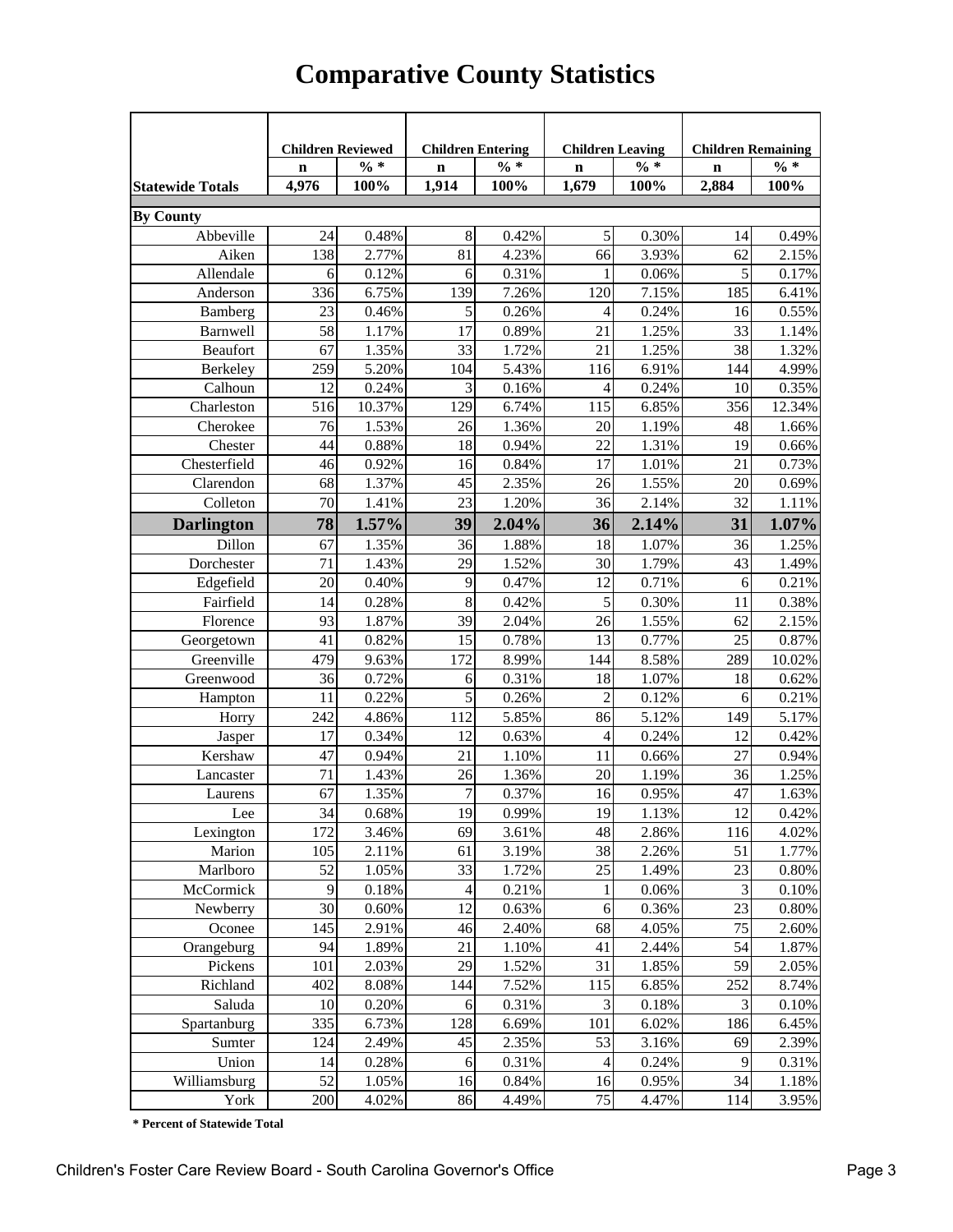# Comparative County Statistics

| | Children Reviewed | | Children Entering | | Children Leaving | | Children Remaining | |
|---|---|---|---|---|---|---|---|---|
| | n | % * | n | % * | n | % * | n | % * |
| **Statewide Totals** | **4,976** | **100%** | **1,914** | **100%** | **1,679** | **100%** | **2,884** | **100%** |
| **By County** | | | | | | | | |
| Abbeville | 24 | 0.48% | 8 | 0.42% | 5 | 0.30% | 14 | 0.49% |
| Aiken | 138 | 2.77% | 81 | 4.23% | 66 | 3.93% | 62 | 2.15% |
| Allendale | 6 | 0.12% | 6 | 0.31% | 1 | 0.06% | 5 | 0.17% |
| Anderson | 336 | 6.75% | 139 | 7.26% | 120 | 7.15% | 185 | 6.41% |
| Bamberg | 23 | 0.46% | 5 | 0.26% | 4 | 0.24% | 16 | 0.55% |
| Barnwell | 58 | 1.17% | 17 | 0.89% | 21 | 1.25% | 33 | 1.14% |
| Beaufort | 67 | 1.35% | 33 | 1.72% | 21 | 1.25% | 38 | 1.32% |
| Berkeley | 259 | 5.20% | 104 | 5.43% | 116 | 6.91% | 144 | 4.99% |
| Calhoun | 12 | 0.24% | 3 | 0.16% | 4 | 0.24% | 10 | 0.35% |
| Charleston | 516 | 10.37% | 129 | 6.74% | 115 | 6.85% | 356 | 12.34% |
| Cherokee | 76 | 1.53% | 26 | 1.36% | 20 | 1.19% | 48 | 1.66% |
| Chester | 44 | 0.88% | 18 | 0.94% | 22 | 1.31% | 19 | 0.66% |
| Chesterfield | 46 | 0.92% | 16 | 0.84% | 17 | 1.01% | 21 | 0.73% |
| Clarendon | 68 | 1.37% | 45 | 2.35% | 26 | 1.55% | 20 | 0.69% |
| Colleton | 70 | 1.41% | 23 | 1.20% | 36 | 2.14% | 32 | 1.11% |
| **Darlington** | **78** | **1.57%** | **39** | **2.04%** | **36** | **2.14%** | **31** | **1.07%** |
| Dillon | 67 | 1.35% | 36 | 1.88% | 18 | 1.07% | 36 | 1.25% |
| Dorchester | 71 | 1.43% | 29 | 1.52% | 30 | 1.79% | 43 | 1.49% |
| Edgefield | 20 | 0.40% | 9 | 0.47% | 12 | 0.71% | 6 | 0.21% |
| Fairfield | 14 | 0.28% | 8 | 0.42% | 5 | 0.30% | 11 | 0.38% |
| Florence | 93 | 1.87% | 39 | 2.04% | 26 | 1.55% | 62 | 2.15% |
| Georgetown | 41 | 0.82% | 15 | 0.78% | 13 | 0.77% | 25 | 0.87% |
| Greenville | 479 | 9.63% | 172 | 8.99% | 144 | 8.58% | 289 | 10.02% |
| Greenwood | 36 | 0.72% | 6 | 0.31% | 18 | 1.07% | 18 | 0.62% |
| Hampton | 11 | 0.22% | 5 | 0.26% | 2 | 0.12% | 6 | 0.21% |
| Horry | 242 | 4.86% | 112 | 5.85% | 86 | 5.12% | 149 | 5.17% |
| Jasper | 17 | 0.34% | 12 | 0.63% | 4 | 0.24% | 12 | 0.42% |
| Kershaw | 47 | 0.94% | 21 | 1.10% | 11 | 0.66% | 27 | 0.94% |
| Lancaster | 71 | 1.43% | 26 | 1.36% | 20 | 1.19% | 36 | 1.25% |
| Laurens | 67 | 1.35% | 7 | 0.37% | 16 | 0.95% | 47 | 1.63% |
| Lee | 34 | 0.68% | 19 | 0.99% | 19 | 1.13% | 12 | 0.42% |
| Lexington | 172 | 3.46% | 69 | 3.61% | 48 | 2.86% | 116 | 4.02% |
| Marion | 105 | 2.11% | 61 | 3.19% | 38 | 2.26% | 51 | 1.77% |
| Marlboro | 52 | 1.05% | 33 | 1.72% | 25 | 1.49% | 23 | 0.80% |
| McCormick | 9 | 0.18% | 4 | 0.21% | 1 | 0.06% | 3 | 0.10% |
| Newberry | 30 | 0.60% | 12 | 0.63% | 6 | 0.36% | 23 | 0.80% |
| Oconee | 145 | 2.91% | 46 | 2.40% | 68 | 4.05% | 75 | 2.60% |
| Orangeburg | 94 | 1.89% | 21 | 1.10% | 41 | 2.44% | 54 | 1.87% |
| Pickens | 101 | 2.03% | 29 | 1.52% | 31 | 1.85% | 59 | 2.05% |
| Richland | 402 | 8.08% | 144 | 7.52% | 115 | 6.85% | 252 | 8.74% |
| Saluda | 10 | 0.20% | 6 | 0.31% | 3 | 0.18% | 3 | 0.10% |
| Spartanburg | 335 | 6.73% | 128 | 6.69% | 101 | 6.02% | 186 | 6.45% |
| Sumter | 124 | 2.49% | 45 | 2.35% | 53 | 3.16% | 69 | 2.39% |
| Union | 14 | 0.28% | 6 | 0.31% | 4 | 0.24% | 9 | 0.31% |
| Williamsburg | 52 | 1.05% | 16 | 0.84% | 16 | 0.95% | 34 | 1.18% |
| York | 200 | 4.02% | 86 | 4.49% | 75 | 4.47% | 114 | 3.95% |

**\* Percent of Statewide Total**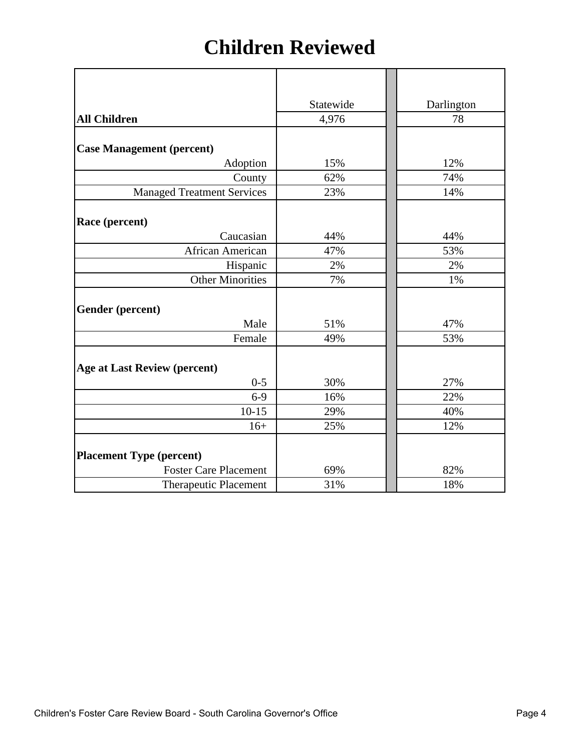# Children Reviewed

| | Statewide | Darlington |
|---|---|---|
| **All Children** | 4,976 | 78 |
| **Case Management (percent)** | | |
| Adoption | 15% | 12% |
| County | 62% | 74% |
| Managed Treatment Services | 23% | 14% |
| **Race (percent)** | | |
| Caucasian | 44% | 44% |
| African American | 47% | 53% |
| Hispanic | 2% | 2% |
| Other Minorities | 7% | 1% |
| **Gender (percent)** | | |
| Male | 51% | 47% |
| Female | 49% | 53% |
| **Age at Last Review (percent)** | | |
| 0-5 | 30% | 27% |
| 6-9 | 16% | 22% |
| 10-15 | 29% | 40% |
| 16+ | 25% | 12% |
| **Placement Type (percent)** | | |
| Foster Care Placement | 69% | 82% |
| Therapeutic Placement | 31% | 18% |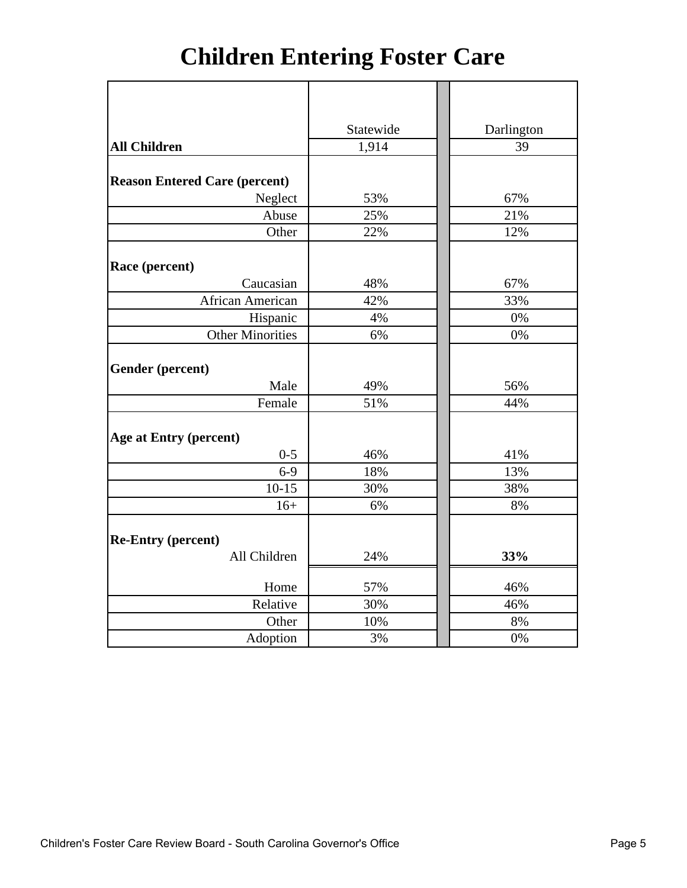# Children Entering Foster Care

| | Statewide | Darlington |
|---|---|---|
| **All Children** | 1,914 | 39 |
| **Reason Entered Care (percent)** | | |
| Neglect | 53% | 67% |
| Abuse | 25% | 21% |
| Other | 22% | 12% |
| **Race (percent)** | | |
| Caucasian | 48% | 67% |
| African American | 42% | 33% |
| Hispanic | 4% | 0% |
| Other Minorities | 6% | 0% |
| **Gender (percent)** | | |
| Male | 49% | 56% |
| Female | 51% | 44% |
| **Age at Entry (percent)** | | |
| 0-5 | 46% | 41% |
| 6-9 | 18% | 13% |
| 10-15 | 30% | 38% |
| 16+ | 6% | 8% |
| **Re-Entry (percent)** | | |
| All Children | 24% | **33%** |
| Home | 57% | 46% |
| Relative | 30% | 46% |
| Other | 10% | 8% |
| Adoption | 3% | 0% |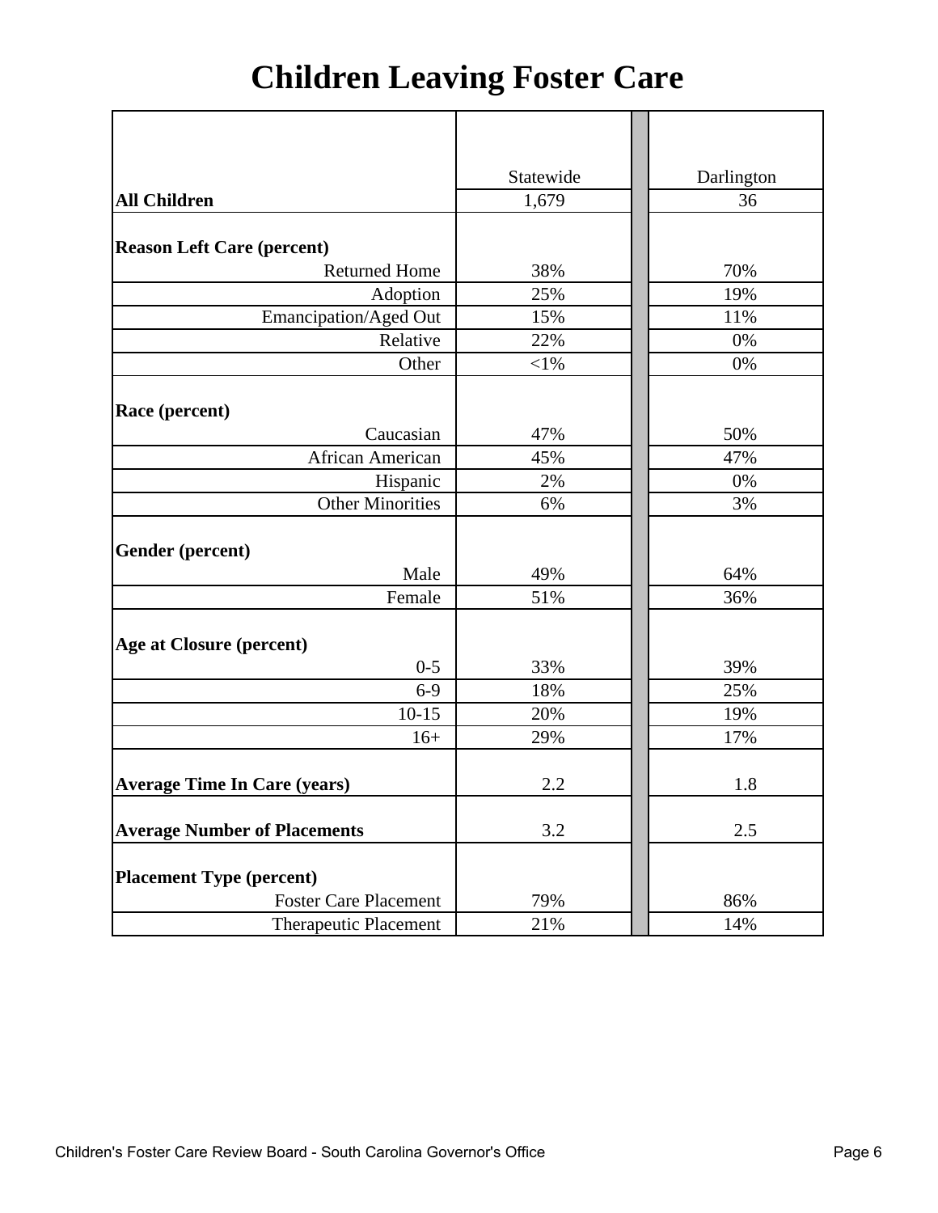# Children Leaving Foster Care

| | Statewide | Darlington |
|---|---|---|
| **All Children** | 1,679 | 36 |
| **Reason Left Care (percent)** | | |
| Returned Home | 38% | 70% |
| Adoption | 25% | 19% |
| Emancipation/Aged Out | 15% | 11% |
| Relative | 22% | 0% |
| Other | <1% | 0% |
| **Race (percent)** | | |
| Caucasian | 47% | 50% |
| African American | 45% | 47% |
| Hispanic | 2% | 0% |
| Other Minorities | 6% | 3% |
| **Gender (percent)** | | |
| Male | 49% | 64% |
| Female | 51% | 36% |
| **Age at Closure (percent)** | | |
| 0-5 | 33% | 39% |
| 6-9 | 18% | 25% |
| 10-15 | 20% | 19% |
| 16+ | 29% | 17% |
| **Average Time In Care (years)** | 2.2 | 1.8 |
| **Average Number of Placements** | 3.2 | 2.5 |
| **Placement Type (percent)** | | |
| Foster Care Placement | 79% | 86% |
| Therapeutic Placement | 21% | 14% |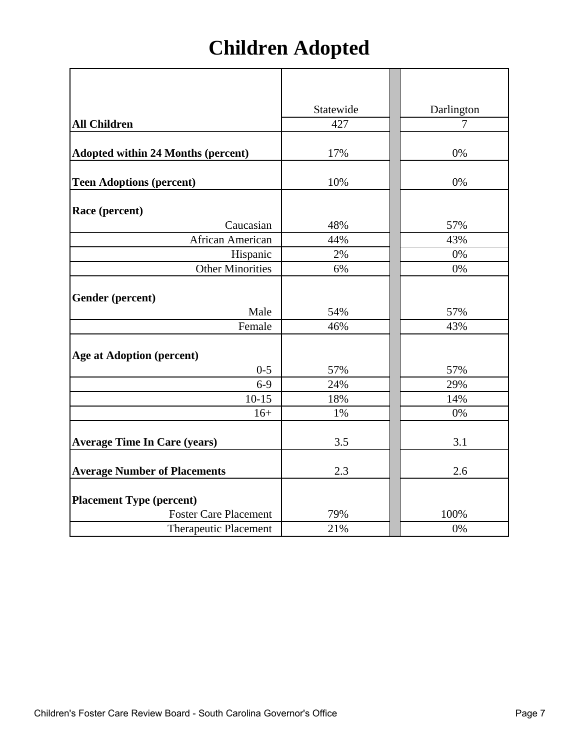# Children Adopted

| | Statewide | | Darlington |
|---|---|---|---|
| **All Children** | 427 | | 7 |
| **Adopted within 24 Months (percent)** | 17% | | 0% |
| **Teen Adoptions (percent)** | 10% | | 0% |
| **Race (percent)** | | | |
| Caucasian | 48% | | 57% |
| African American | 44% | | 43% |
| Hispanic | 2% | | 0% |
| Other Minorities | 6% | | 0% |
| **Gender (percent)** | | | |
| Male | 54% | | 57% |
| Female | 46% | | 43% |
| **Age at Adoption (percent)** | | | |
| 0-5 | 57% | | 57% |
| 6-9 | 24% | | 29% |
| 10-15 | 18% | | 14% |
| 16+ | 1% | | 0% |
| **Average Time In Care (years)** | 3.5 | | 3.1 |
| **Average Number of Placements** | 2.3 | | 2.6 |
| **Placement Type (percent)** | | | |
| Foster Care Placement | 79% | | 100% |
| Therapeutic Placement | 21% | | 0% |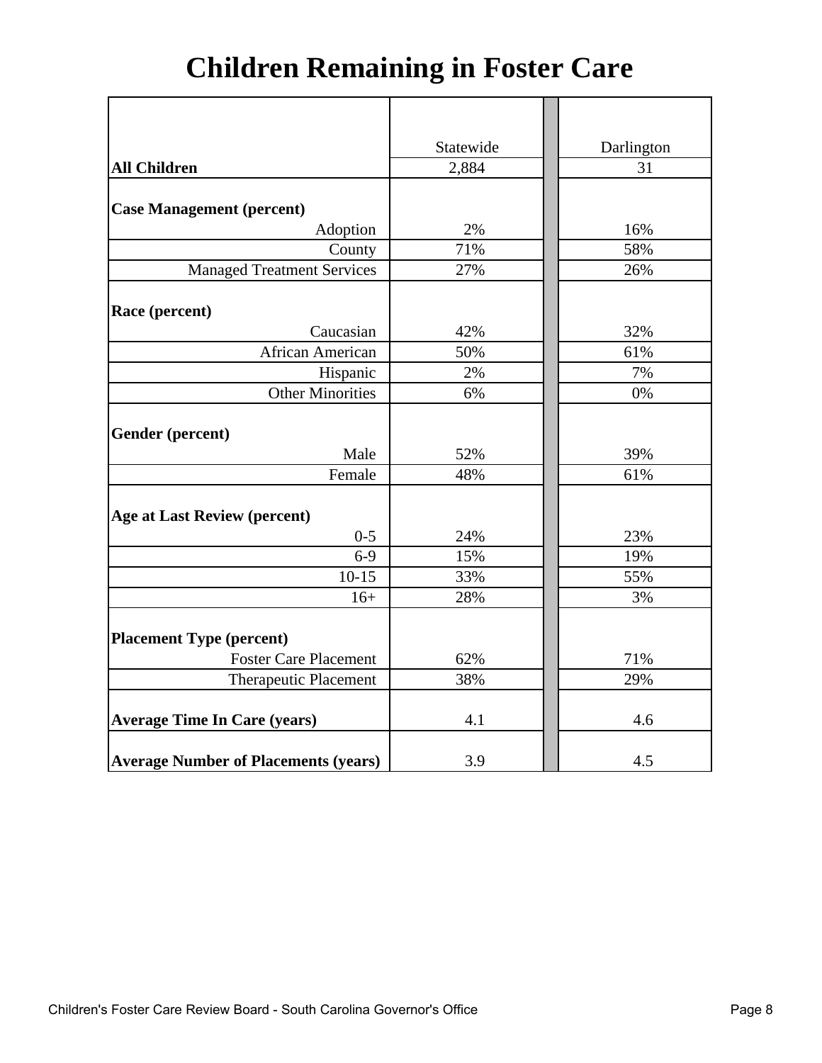# Children Remaining in Foster Care

| | Statewide | Darlington |
|---|---|---|
| **All Children** | 2,884 | 31 |
| **Case Management (percent)** | | |
| Adoption | 2% | 16% |
| County | 71% | 58% |
| Managed Treatment Services | 27% | 26% |
| **Race (percent)** | | |
| Caucasian | 42% | 32% |
| African American | 50% | 61% |
| Hispanic | 2% | 7% |
| Other Minorities | 6% | 0% |
| **Gender (percent)** | | |
| Male | 52% | 39% |
| Female | 48% | 61% |
| **Age at Last Review (percent)** | | |
| 0-5 | 24% | 23% |
| 6-9 | 15% | 19% |
| 10-15 | 33% | 55% |
| 16+ | 28% | 3% |
| **Placement Type (percent)** | | |
| Foster Care Placement | 62% | 71% |
| Therapeutic Placement | 38% | 29% |
| **Average Time In Care (years)** | 4.1 | 4.6 |
| **Average Number of Placements (years)** | 3.9 | 4.5 |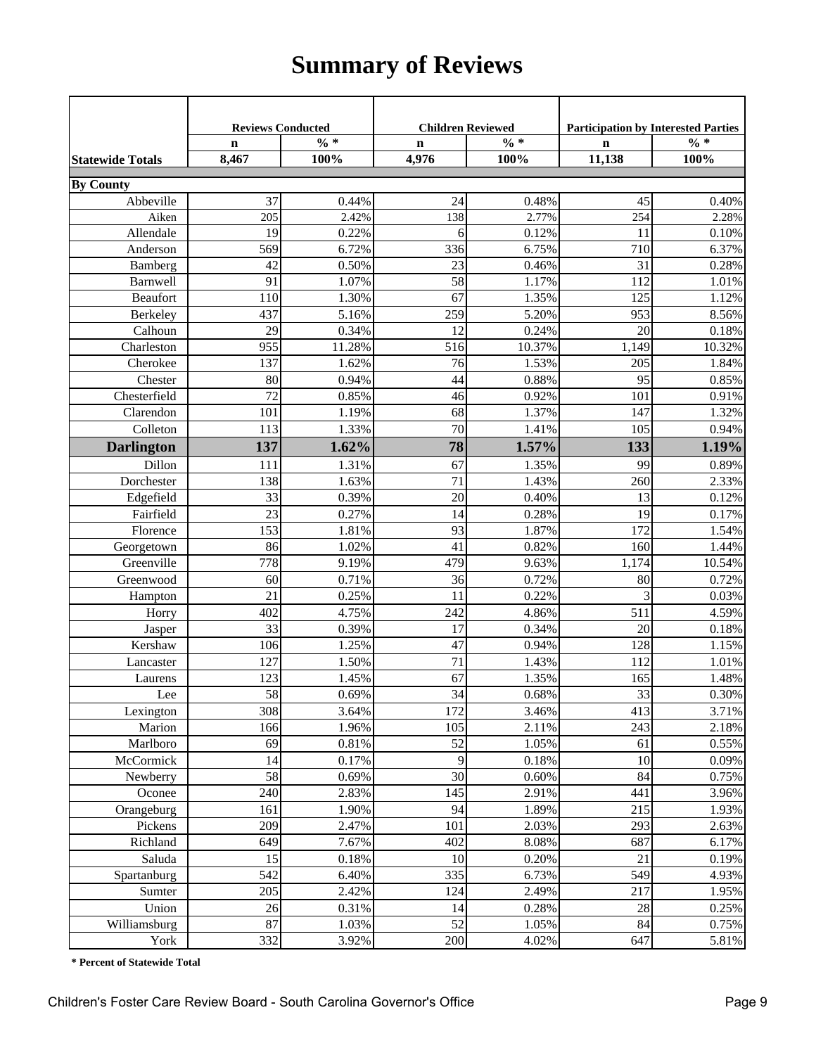# Summary of Reviews

| | Reviews Conducted | | Children Reviewed | | Participation by Interested Parties | |
|---|---|---|---|---|---|---|
| | n | % * | n | % * | n | % * |
| **Statewide Totals** | **8,467** | **100%** | **4,976** | **100%** | **11,138** | **100%** |
| **By County** | | | | | | |
| Abbeville | 37 | 0.44% | 24 | 0.48% | 45 | 0.40% |
| Aiken | 205 | 2.42% | 138 | 2.77% | 254 | 2.28% |
| Allendale | 19 | 0.22% | 6 | 0.12% | 11 | 0.10% |
| Anderson | 569 | 6.72% | 336 | 6.75% | 710 | 6.37% |
| Bamberg | 42 | 0.50% | 23 | 0.46% | 31 | 0.28% |
| Barnwell | 91 | 1.07% | 58 | 1.17% | 112 | 1.01% |
| Beaufort | 110 | 1.30% | 67 | 1.35% | 125 | 1.12% |
| Berkeley | 437 | 5.16% | 259 | 5.20% | 953 | 8.56% |
| Calhoun | 29 | 0.34% | 12 | 0.24% | 20 | 0.18% |
| Charleston | 955 | 11.28% | 516 | 10.37% | 1,149 | 10.32% |
| Cherokee | 137 | 1.62% | 76 | 1.53% | 205 | 1.84% |
| Chester | 80 | 0.94% | 44 | 0.88% | 95 | 0.85% |
| Chesterfield | 72 | 0.85% | 46 | 0.92% | 101 | 0.91% |
| Clarendon | 101 | 1.19% | 68 | 1.37% | 147 | 1.32% |
| Colleton | 113 | 1.33% | 70 | 1.41% | 105 | 0.94% |
| **Darlington** | **137** | **1.62%** | **78** | **1.57%** | **133** | **1.19%** |
| Dillon | 111 | 1.31% | 67 | 1.35% | 99 | 0.89% |
| Dorchester | 138 | 1.63% | 71 | 1.43% | 260 | 2.33% |
| Edgefield | 33 | 0.39% | 20 | 0.40% | 13 | 0.12% |
| Fairfield | 23 | 0.27% | 14 | 0.28% | 19 | 0.17% |
| Florence | 153 | 1.81% | 93 | 1.87% | 172 | 1.54% |
| Georgetown | 86 | 1.02% | 41 | 0.82% | 160 | 1.44% |
| Greenville | 778 | 9.19% | 479 | 9.63% | 1,174 | 10.54% |
| Greenwood | 60 | 0.71% | 36 | 0.72% | 80 | 0.72% |
| Hampton | 21 | 0.25% | 11 | 0.22% | 3 | 0.03% |
| Horry | 402 | 4.75% | 242 | 4.86% | 511 | 4.59% |
| Jasper | 33 | 0.39% | 17 | 0.34% | 20 | 0.18% |
| Kershaw | 106 | 1.25% | 47 | 0.94% | 128 | 1.15% |
| Lancaster | 127 | 1.50% | 71 | 1.43% | 112 | 1.01% |
| Laurens | 123 | 1.45% | 67 | 1.35% | 165 | 1.48% |
| Lee | 58 | 0.69% | 34 | 0.68% | 33 | 0.30% |
| Lexington | 308 | 3.64% | 172 | 3.46% | 413 | 3.71% |
| Marion | 166 | 1.96% | 105 | 2.11% | 243 | 2.18% |
| Marlboro | 69 | 0.81% | 52 | 1.05% | 61 | 0.55% |
| McCormick | 14 | 0.17% | 9 | 0.18% | 10 | 0.09% |
| Newberry | 58 | 0.69% | 30 | 0.60% | 84 | 0.75% |
| Oconee | 240 | 2.83% | 145 | 2.91% | 441 | 3.96% |
| Orangeburg | 161 | 1.90% | 94 | 1.89% | 215 | 1.93% |
| Pickens | 209 | 2.47% | 101 | 2.03% | 293 | 2.63% |
| Richland | 649 | 7.67% | 402 | 8.08% | 687 | 6.17% |
| Saluda | 15 | 0.18% | 10 | 0.20% | 21 | 0.19% |
| Spartanburg | 542 | 6.40% | 335 | 6.73% | 549 | 4.93% |
| Sumter | 205 | 2.42% | 124 | 2.49% | 217 | 1.95% |
| Union | 26 | 0.31% | 14 | 0.28% | 28 | 0.25% |
| Williamsburg | 87 | 1.03% | 52 | 1.05% | 84 | 0.75% |
| York | 332 | 3.92% | 200 | 4.02% | 647 | 5.81% |

**\* Percent of Statewide Total**

Children's Foster Care Review Board - South Carolina Governor's Office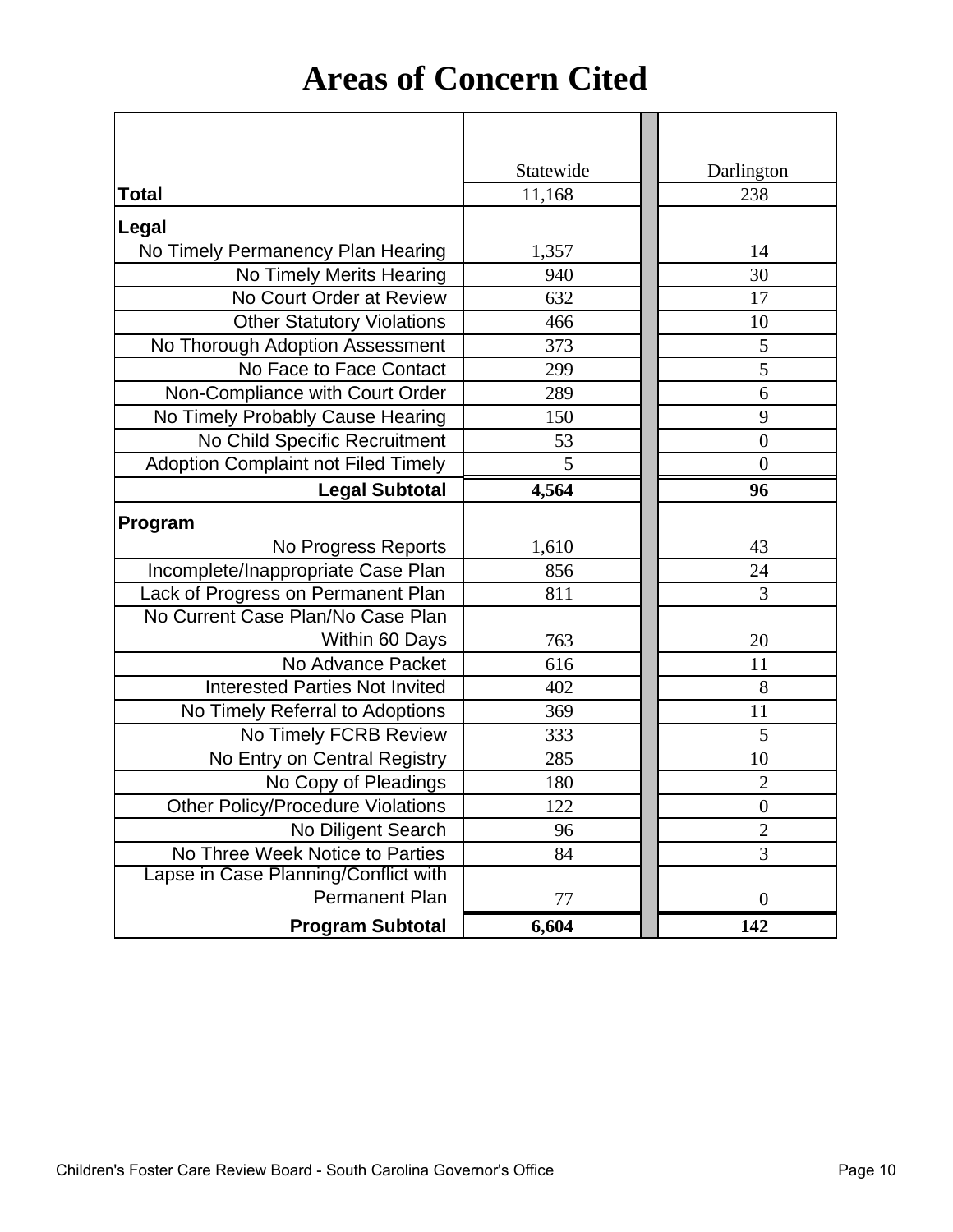# Areas of Concern Cited

| | Statewide | Darlington |
|---|---|---|
| **Total** | 11,168 | 238 |
| **Legal** | | |
| No Timely Permanency Plan Hearing | 1,357 | 14 |
| No Timely Merits Hearing | 940 | 30 |
| No Court Order at Review | 632 | 17 |
| Other Statutory Violations | 466 | 10 |
| No Thorough Adoption Assessment | 373 | 5 |
| No Face to Face Contact | 299 | 5 |
| Non-Compliance with Court Order | 289 | 6 |
| No Timely Probably Cause Hearing | 150 | 9 |
| No Child Specific Recruitment | 53 | 0 |
| Adoption Complaint not Filed Timely | 5 | 0 |
| **Legal Subtotal** | **4,564** | **96** |
| **Program** | | |
| No Progress Reports | 1,610 | 43 |
| Incomplete/Inappropriate Case Plan | 856 | 24 |
| Lack of Progress on Permanent Plan | 811 | 3 |
| No Current Case Plan/No Case Plan Within 60 Days | 763 | 20 |
| No Advance Packet | 616 | 11 |
| Interested Parties Not Invited | 402 | 8 |
| No Timely Referral to Adoptions | 369 | 11 |
| No Timely FCRB Review | 333 | 5 |
| No Entry on Central Registry | 285 | 10 |
| No Copy of Pleadings | 180 | 2 |
| Other Policy/Procedure Violations | 122 | 0 |
| No Diligent Search | 96 | 2 |
| No Three Week Notice to Parties | 84 | 3 |
| Lapse in Case Planning/Conflict with Permanent Plan | 77 | 0 |
| **Program Subtotal** | **6,604** | **142** |

Children's Foster Care Review Board - South Carolina Governor's Office